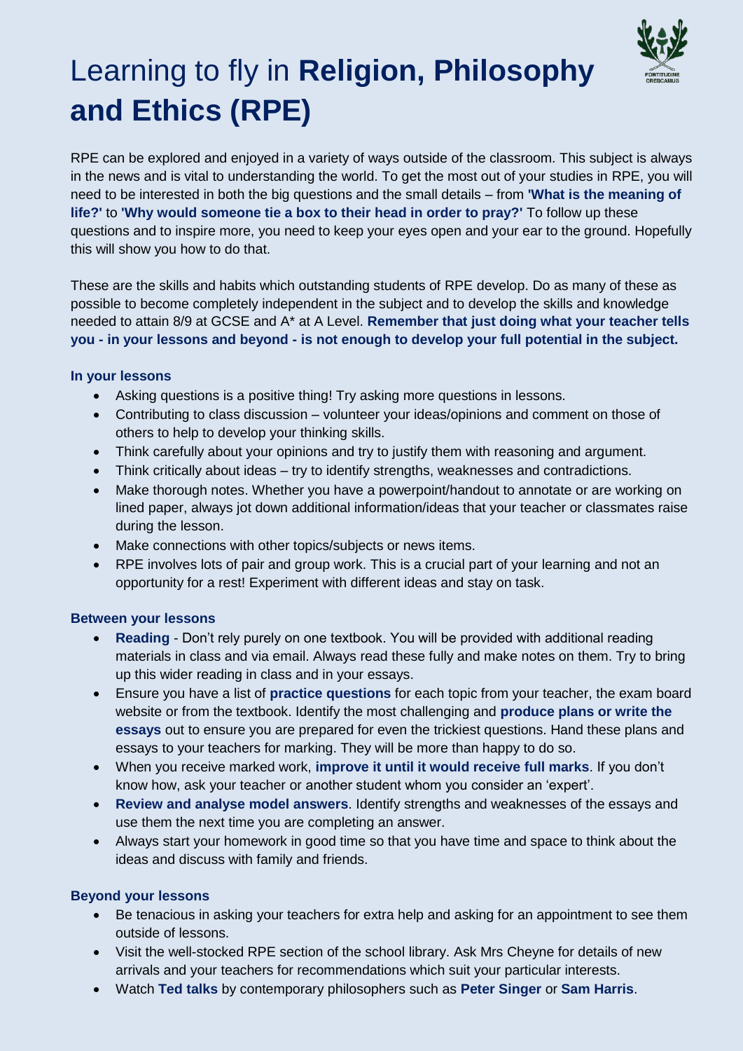# Learning to fly in **Religion, Philosophy and Ethics (RPE)**

RPE can be explored and enjoyed in a variety of ways outside of the classroom. This subject is always in the news and is vital to understanding the world. To get the most out of your studies in RPE, you will need to be interested in both the big questions and the small details – from **'What is the meaning of life?'** to **'Why would someone tie a box to their head in order to pray?'** To follow up these questions and to inspire more, you need to keep your eyes open and your ear to the ground. Hopefully this will show you how to do that.

These are the skills and habits which outstanding students of RPE develop. Do as many of these as possible to become completely independent in the subject and to develop the skills and knowledge needed to attain 8/9 at GCSE and A* at A Level. **Remember that just doing what your teacher tells you - in your lessons and beyond - is not enough to develop your full potential in the subject.**

### In your lessons

- Asking questions is a positive thing! Try asking more questions in lessons.
- Contributing to class discussion – volunteer your ideas/opinions and comment on those of others to help to develop your thinking skills.
- Think carefully about your opinions and try to justify them with reasoning and argument.
- Think critically about ideas – try to identify strengths, weaknesses and contradictions.
- Make thorough notes. Whether you have a powerpoint/handout to annotate or are working on lined paper, always jot down additional information/ideas that your teacher or classmates raise during the lesson.
- Make connections with other topics/subjects or news items.
- RPE involves lots of pair and group work. This is a crucial part of your learning and not an opportunity for a rest! Experiment with different ideas and stay on task.

### Between your lessons

- **Reading** - Don't rely purely on one textbook. You will be provided with additional reading materials in class and via email. Always read these fully and make notes on them. Try to bring up this wider reading in class and in your essays.
- Ensure you have a list of **practice questions** for each topic from your teacher, the exam board website or from the textbook. Identify the most challenging and **produce plans or write the essays** out to ensure you are prepared for even the trickiest questions. Hand these plans and essays to your teachers for marking. They will be more than happy to do so.
- When you receive marked work, **improve it until it would receive full marks**. If you don't know how, ask your teacher or another student whom you consider an 'expert'.
- **Review and analyse model answers**. Identify strengths and weaknesses of the essays and use them the next time you are completing an answer.
- Always start your homework in good time so that you have time and space to think about the ideas and discuss with family and friends.

### Beyond your lessons

- Be tenacious in asking your teachers for extra help and asking for an appointment to see them outside of lessons.
- Visit the well-stocked RPE section of the school library. Ask Mrs Cheyne for details of new arrivals and your teachers for recommendations which suit your particular interests.
- Watch **Ted talks** by contemporary philosophers such as **Peter Singer** or **Sam Harris**.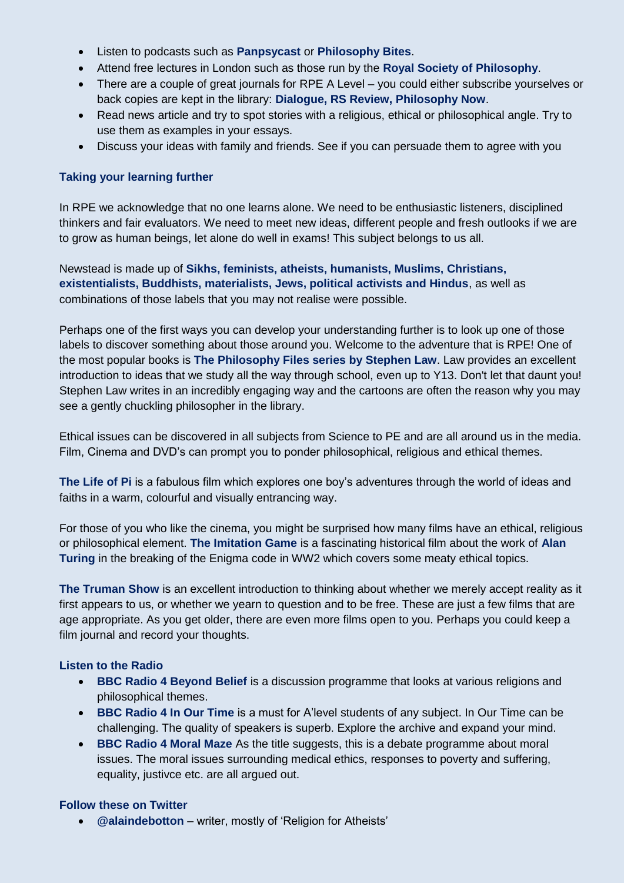- Listen to podcasts such as **Panpsycast** or **Philosophy Bites**.
- Attend free lectures in London such as those run by the **Royal Society of Philosophy**.
- There are a couple of great journals for RPE A Level – you could either subscribe yourselves or back copies are kept in the library: **Dialogue, RS Review, Philosophy Now**.
- Read news article and try to spot stories with a religious, ethical or philosophical angle. Try to use them as examples in your essays.
- Discuss your ideas with family and friends. See if you can persuade them to agree with you

### Taking your learning further

In RPE we acknowledge that no one learns alone. We need to be enthusiastic listeners, disciplined thinkers and fair evaluators. We need to meet new ideas, different people and fresh outlooks if we are to grow as human beings, let alone do well in exams! This subject belongs to us all.

Newstead is made up of **Sikhs, feminists, atheists, humanists, Muslims, Christians, existentialists, Buddhists, materialists, Jews, political activists and Hindus**, as well as combinations of those labels that you may not realise were possible.

Perhaps one of the first ways you can develop your understanding further is to look up one of those labels to discover something about those around you. Welcome to the adventure that is RPE! One of the most popular books is **The Philosophy Files series by Stephen Law**. Law provides an excellent introduction to ideas that we study all the way through school, even up to Y13. Don't let that daunt you! Stephen Law writes in an incredibly engaging way and the cartoons are often the reason why you may see a gently chuckling philosopher in the library.

Ethical issues can be discovered in all subjects from Science to PE and are all around us in the media. Film, Cinema and DVD's can prompt you to ponder philosophical, religious and ethical themes.

**The Life of Pi** is a fabulous film which explores one boy's adventures through the world of ideas and faiths in a warm, colourful and visually entrancing way.

For those of you who like the cinema, you might be surprised how many films have an ethical, religious or philosophical element. **The Imitation Game** is a fascinating historical film about the work of **Alan Turing** in the breaking of the Enigma code in WW2 which covers some meaty ethical topics.

**The Truman Show** is an excellent introduction to thinking about whether we merely accept reality as it first appears to us, or whether we yearn to question and to be free. These are just a few films that are age appropriate. As you get older, there are even more films open to you. Perhaps you could keep a film journal and record your thoughts.

### Listen to the Radio

- **BBC Radio 4 Beyond Belief** is a discussion programme that looks at various religions and philosophical themes.
- **BBC Radio 4 In Our Time** is a must for A'level students of any subject. In Our Time can be challenging. The quality of speakers is superb. Explore the archive and expand your mind.
- **BBC Radio 4 Moral Maze** As the title suggests, this is a debate programme about moral issues. The moral issues surrounding medical ethics, responses to poverty and suffering, equality, justivce etc. are all argued out.

### Follow these on Twitter

- **@alaindebotton** – writer, mostly of 'Religion for Atheists'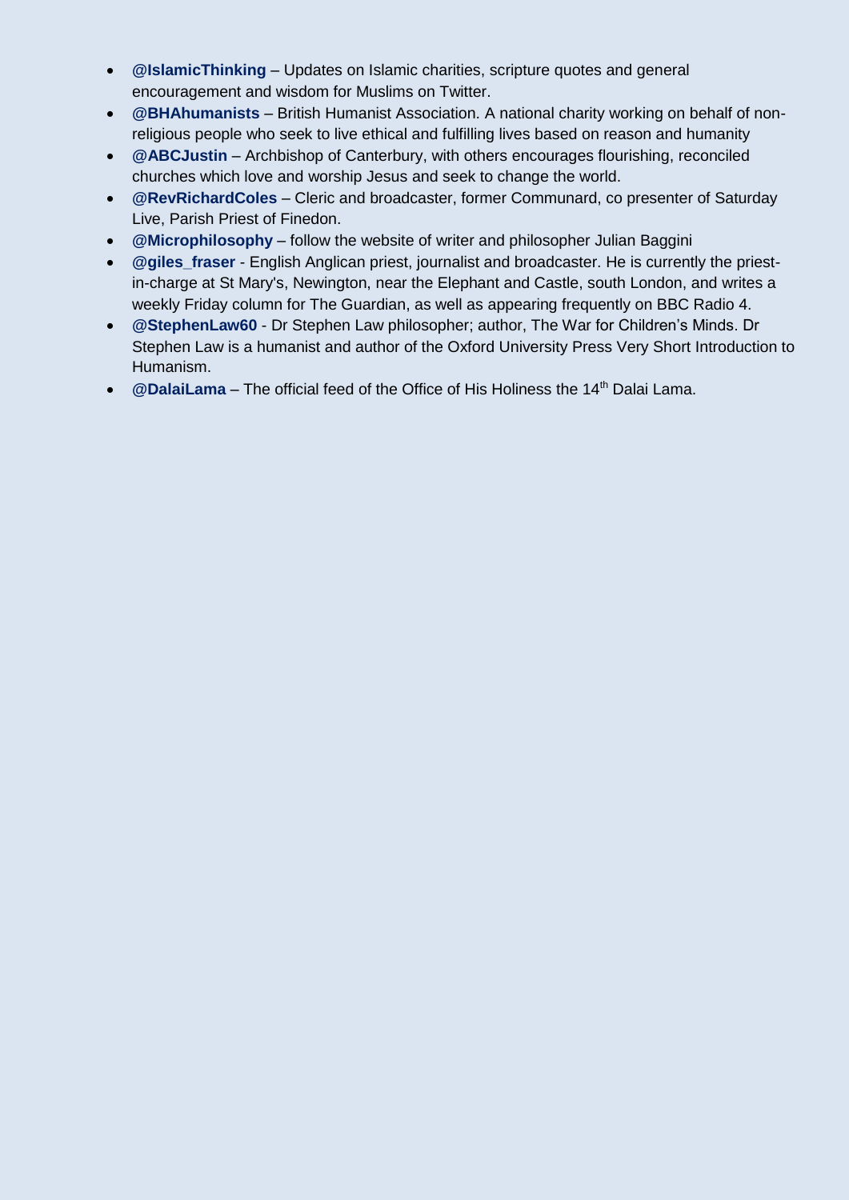- **@IslamicThinking** – Updates on Islamic charities, scripture quotes and general encouragement and wisdom for Muslims on Twitter.
- **@BHAhumanists** – British Humanist Association. A national charity working on behalf of non-religious people who seek to live ethical and fulfilling lives based on reason and humanity
- **@ABCJustin** – Archbishop of Canterbury, with others encourages flourishing, reconciled churches which love and worship Jesus and seek to change the world.
- **@RevRichardColes** – Cleric and broadcaster, former Communard, co presenter of Saturday Live, Parish Priest of Finedon.
- **@Microphilosophy** – follow the website of writer and philosopher Julian Baggini
- **@giles_fraser** - English Anglican priest, journalist and broadcaster. He is currently the priest-in-charge at St Mary's, Newington, near the Elephant and Castle, south London, and writes a weekly Friday column for The Guardian, as well as appearing frequently on BBC Radio 4.
- **@StephenLaw60** - Dr Stephen Law philosopher; author, The War for Children's Minds. Dr Stephen Law is a humanist and author of the Oxford University Press Very Short Introduction to Humanism.
- **@DalaiLama** – The official feed of the Office of His Holiness the 14th Dalai Lama.